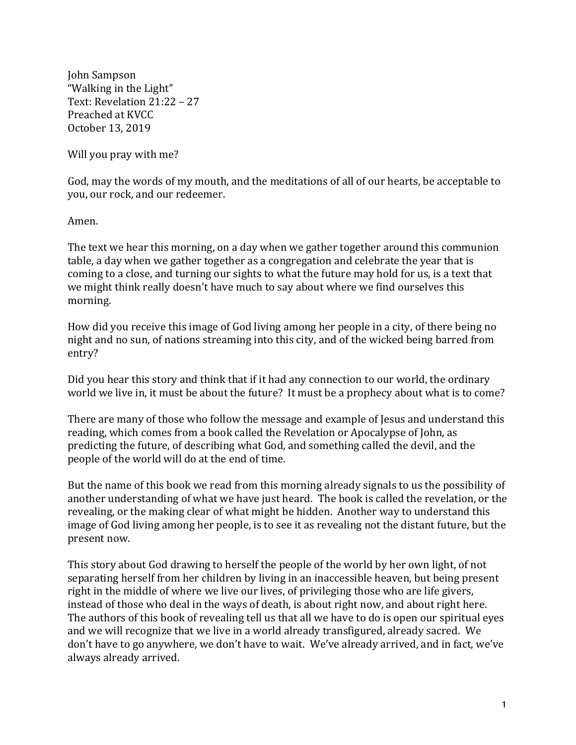John Sampson
"Walking in the Light"
Text: Revelation 21:22 – 27
Preached at KVCC
October 13, 2019

Will you pray with me?

God, may the words of my mouth, and the meditations of all of our hearts, be acceptable to you, our rock, and our redeemer.

Amen.

The text we hear this morning, on a day when we gather together around this communion table, a day when we gather together as a congregation and celebrate the year that is coming to a close, and turning our sights to what the future may hold for us, is a text that we might think really doesn't have much to say about where we find ourselves this morning.

How did you receive this image of God living among her people in a city, of there being no night and no sun, of nations streaming into this city, and of the wicked being barred from entry?

Did you hear this story and think that if it had any connection to our world, the ordinary world we live in, it must be about the future? It must be a prophecy about what is to come?

There are many of those who follow the message and example of Jesus and understand this reading, which comes from a book called the Revelation or Apocalypse of John, as predicting the future, of describing what God, and something called the devil, and the people of the world will do at the end of time.

But the name of this book we read from this morning already signals to us the possibility of another understanding of what we have just heard. The book is called the revelation, or the revealing, or the making clear of what might be hidden. Another way to understand this image of God living among her people, is to see it as revealing not the distant future, but the present now.

This story about God drawing to herself the people of the world by her own light, of not separating herself from her children by living in an inaccessible heaven, but being present right in the middle of where we live our lives, of privileging those who are life givers, instead of those who deal in the ways of death, is about right now, and about right here. The authors of this book of revealing tell us that all we have to do is open our spiritual eyes and we will recognize that we live in a world already transfigured, already sacred. We don't have to go anywhere, we don't have to wait. We've already arrived, and in fact, we've always already arrived.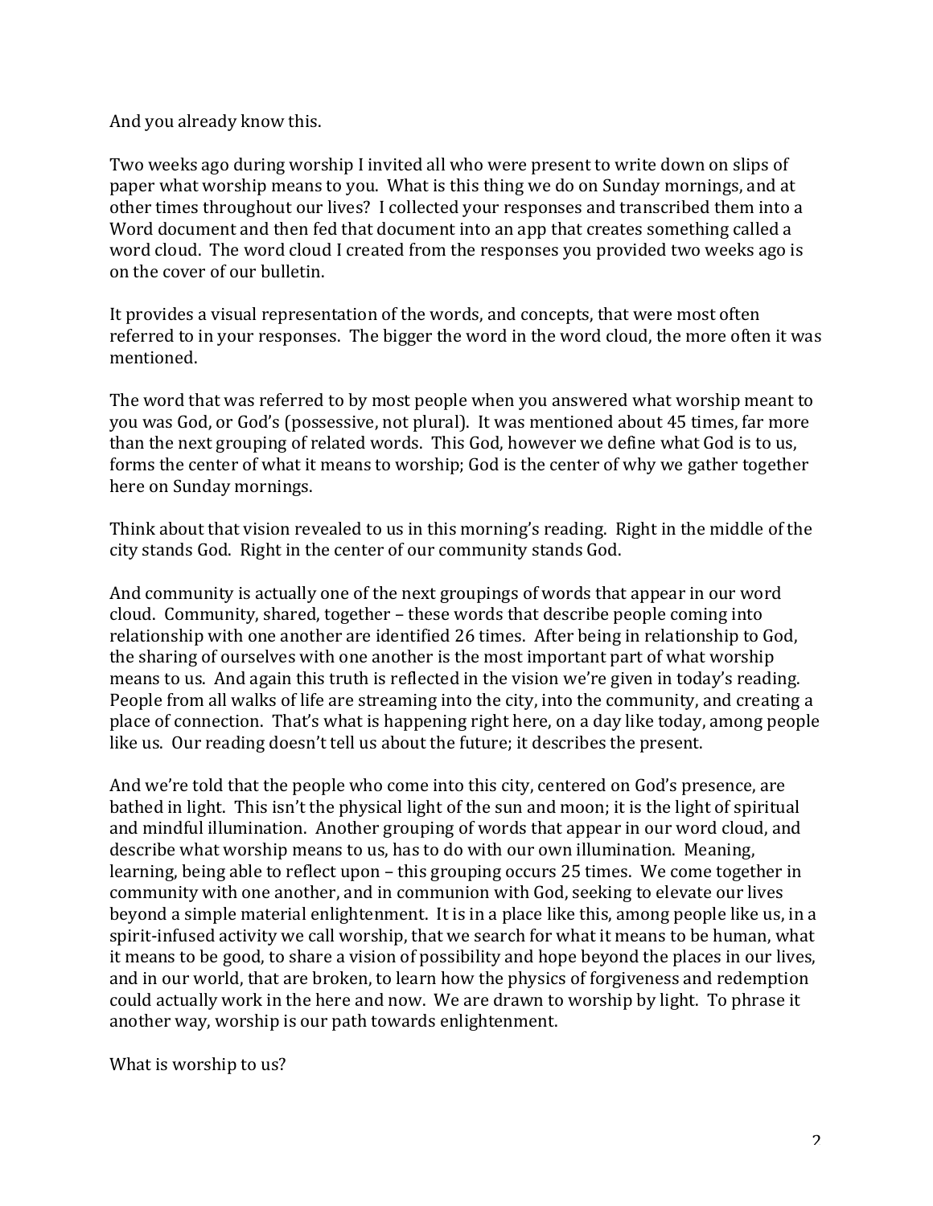And you already know this.

Two weeks ago during worship I invited all who were present to write down on slips of paper what worship means to you. What is this thing we do on Sunday mornings, and at other times throughout our lives? I collected your responses and transcribed them into a Word document and then fed that document into an app that creates something called a word cloud. The word cloud I created from the responses you provided two weeks ago is on the cover of our bulletin.

It provides a visual representation of the words, and concepts, that were most often referred to in your responses. The bigger the word in the word cloud, the more often it was mentioned.

The word that was referred to by most people when you answered what worship meant to you was God, or God's (possessive, not plural). It was mentioned about 45 times, far more than the next grouping of related words. This God, however we define what God is to us, forms the center of what it means to worship; God is the center of why we gather together here on Sunday mornings.

Think about that vision revealed to us in this morning's reading. Right in the middle of the city stands God. Right in the center of our community stands God.

And community is actually one of the next groupings of words that appear in our word cloud. Community, shared, together – these words that describe people coming into relationship with one another are identified 26 times. After being in relationship to God, the sharing of ourselves with one another is the most important part of what worship means to us. And again this truth is reflected in the vision we're given in today's reading. People from all walks of life are streaming into the city, into the community, and creating a place of connection. That's what is happening right here, on a day like today, among people like us. Our reading doesn't tell us about the future; it describes the present.

And we're told that the people who come into this city, centered on God's presence, are bathed in light. This isn't the physical light of the sun and moon; it is the light of spiritual and mindful illumination. Another grouping of words that appear in our word cloud, and describe what worship means to us, has to do with our own illumination. Meaning, learning, being able to reflect upon – this grouping occurs 25 times. We come together in community with one another, and in communion with God, seeking to elevate our lives beyond a simple material enlightenment. It is in a place like this, among people like us, in a spirit-infused activity we call worship, that we search for what it means to be human, what it means to be good, to share a vision of possibility and hope beyond the places in our lives, and in our world, that are broken, to learn how the physics of forgiveness and redemption could actually work in the here and now. We are drawn to worship by light. To phrase it another way, worship is our path towards enlightenment.

What is worship to us?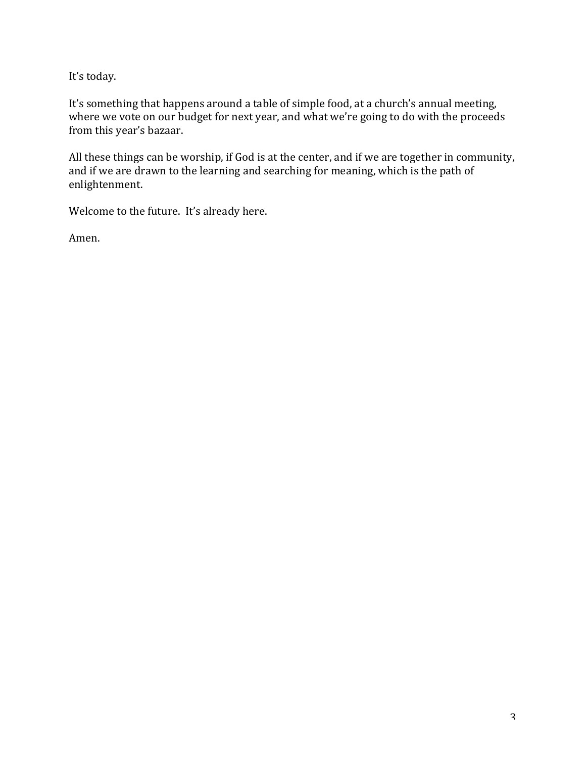It's today.

It's something that happens around a table of simple food, at a church's annual meeting, where we vote on our budget for next year, and what we're going to do with the proceeds from this year's bazaar.

All these things can be worship, if God is at the center, and if we are together in community, and if we are drawn to the learning and searching for meaning, which is the path of enlightenment.

Welcome to the future. It's already here.

Amen.